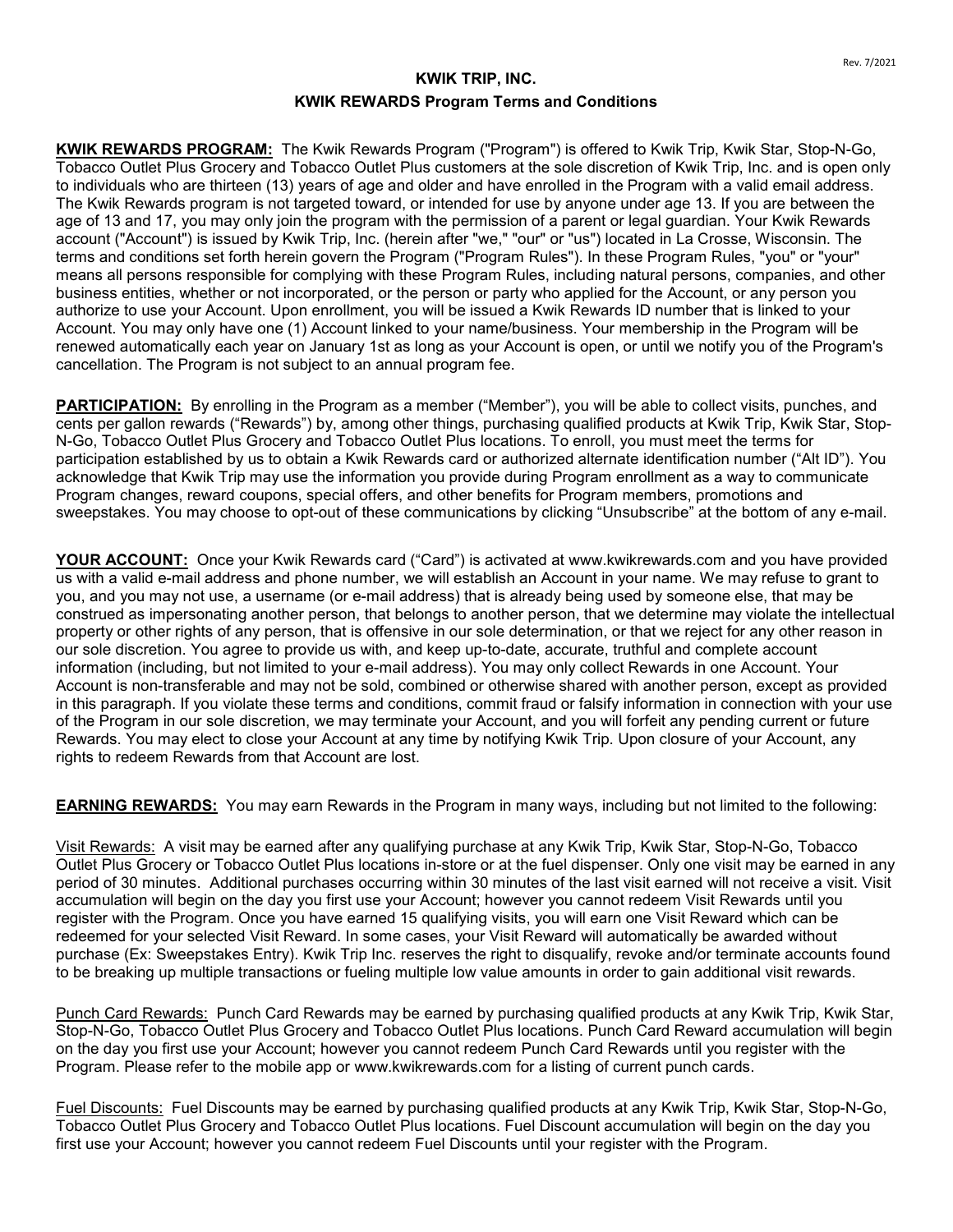# KWIK TRIP, INC.

## KWIK REWARDS Program Terms and Conditions

**KWIK REWARDS PROGRAM:** The Kwik Rewards Program ("Program") is offered to Kwik Trip, Kwik Star, Stop-N-Go, Tobacco Outlet Plus Grocery and Tobacco Outlet Plus customers at the sole discretion of Kwik Trip, Inc. and is open only to individuals who are thirteen (13) years of age and older and have enrolled in the Program with a valid email address. The Kwik Rewards program is not targeted toward, or intended for use by anyone under age 13. If you are between the age of 13 and 17, you may only join the program with the permission of a parent or legal guardian. Your Kwik Rewards account ("Account") is issued by Kwik Trip, Inc. (herein after "we," "our" or "us") located in La Crosse, Wisconsin. The terms and conditions set forth herein govern the Program ("Program Rules"). In these Program Rules, "you" or "your" means all persons responsible for complying with these Program Rules, including natural persons, companies, and other business entities, whether or not incorporated, or the person or party who applied for the Account, or any person you authorize to use your Account. Upon enrollment, you will be issued a Kwik Rewards ID number that is linked to your Account. You may only have one (1) Account linked to your name/business. Your membership in the Program will be renewed automatically each year on January 1st as long as your Account is open, or until we notify you of the Program's cancellation. The Program is not subject to an annual program fee.

**PARTICIPATION:** By enrolling in the Program as a member ("Member"), you will be able to collect visits, punches, and cents per gallon rewards ("Rewards") by, among other things, purchasing qualified products at Kwik Trip, Kwik Star, Stop-N-Go, Tobacco Outlet Plus Grocery and Tobacco Outlet Plus locations. To enroll, you must meet the terms for participation established by us to obtain a Kwik Rewards card or authorized alternate identification number ("Alt ID"). You acknowledge that Kwik Trip may use the information you provide during Program enrollment as a way to communicate Program changes, reward coupons, special offers, and other benefits for Program members, promotions and sweepstakes. You may choose to opt-out of these communications by clicking "Unsubscribe" at the bottom of any e-mail.

**YOUR ACCOUNT:** Once your Kwik Rewards card ("Card") is activated at www.kwikrewards.com and you have provided us with a valid e-mail address and phone number, we will establish an Account in your name. We may refuse to grant to you, and you may not use, a username (or e-mail address) that is already being used by someone else, that may be construed as impersonating another person, that belongs to another person, that we determine may violate the intellectual property or other rights of any person, that is offensive in our sole determination, or that we reject for any other reason in our sole discretion. You agree to provide us with, and keep up-to-date, accurate, truthful and complete account information (including, but not limited to your e-mail address). You may only collect Rewards in one Account. Your Account is non-transferable and may not be sold, combined or otherwise shared with another person, except as provided in this paragraph. If you violate these terms and conditions, commit fraud or falsify information in connection with your use of the Program in our sole discretion, we may terminate your Account, and you will forfeit any pending current or future Rewards. You may elect to close your Account at any time by notifying Kwik Trip. Upon closure of your Account, any rights to redeem Rewards from that Account are lost.

**EARNING REWARDS:** You may earn Rewards in the Program in many ways, including but not limited to the following:

Visit Rewards: A visit may be earned after any qualifying purchase at any Kwik Trip, Kwik Star, Stop-N-Go, Tobacco Outlet Plus Grocery or Tobacco Outlet Plus locations in-store or at the fuel dispenser. Only one visit may be earned in any period of 30 minutes. Additional purchases occurring within 30 minutes of the last visit earned will not receive a visit. Visit accumulation will begin on the day you first use your Account; however you cannot redeem Visit Rewards until you register with the Program. Once you have earned 15 qualifying visits, you will earn one Visit Reward which can be redeemed for your selected Visit Reward. In some cases, your Visit Reward will automatically be awarded without purchase (Ex: Sweepstakes Entry). Kwik Trip Inc. reserves the right to disqualify, revoke and/or terminate accounts found to be breaking up multiple transactions or fueling multiple low value amounts in order to gain additional visit rewards.

Punch Card Rewards: Punch Card Rewards may be earned by purchasing qualified products at any Kwik Trip, Kwik Star, Stop-N-Go, Tobacco Outlet Plus Grocery and Tobacco Outlet Plus locations. Punch Card Reward accumulation will begin on the day you first use your Account; however you cannot redeem Punch Card Rewards until you register with the Program. Please refer to the mobile app or www.kwikrewards.com for a listing of current punch cards.

Fuel Discounts: Fuel Discounts may be earned by purchasing qualified products at any Kwik Trip, Kwik Star, Stop-N-Go, Tobacco Outlet Plus Grocery and Tobacco Outlet Plus locations. Fuel Discount accumulation will begin on the day you first use your Account; however you cannot redeem Fuel Discounts until your register with the Program.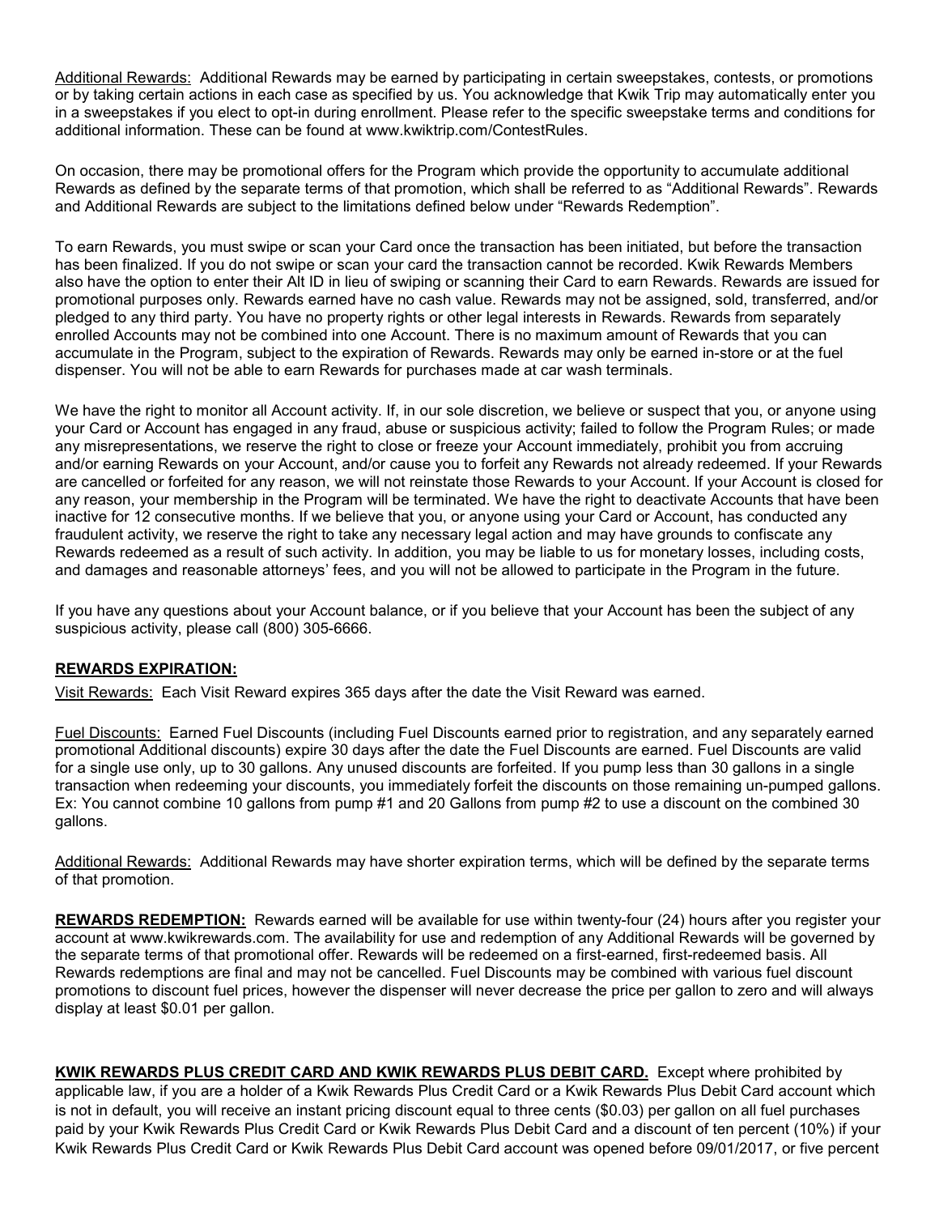Additional Rewards: Additional Rewards may be earned by participating in certain sweepstakes, contests, or promotions or by taking certain actions in each case as specified by us. You acknowledge that Kwik Trip may automatically enter you in a sweepstakes if you elect to opt-in during enrollment. Please refer to the specific sweepstake terms and conditions for additional information. These can be found at www.kwiktrip.com/ContestRules.

On occasion, there may be promotional offers for the Program which provide the opportunity to accumulate additional Rewards as defined by the separate terms of that promotion, which shall be referred to as "Additional Rewards". Rewards and Additional Rewards are subject to the limitations defined below under "Rewards Redemption".

To earn Rewards, you must swipe or scan your Card once the transaction has been initiated, but before the transaction has been finalized. If you do not swipe or scan your card the transaction cannot be recorded. Kwik Rewards Members also have the option to enter their Alt ID in lieu of swiping or scanning their Card to earn Rewards. Rewards are issued for promotional purposes only. Rewards earned have no cash value. Rewards may not be assigned, sold, transferred, and/or pledged to any third party. You have no property rights or other legal interests in Rewards. Rewards from separately enrolled Accounts may not be combined into one Account. There is no maximum amount of Rewards that you can accumulate in the Program, subject to the expiration of Rewards. Rewards may only be earned in-store or at the fuel dispenser. You will not be able to earn Rewards for purchases made at car wash terminals.

We have the right to monitor all Account activity. If, in our sole discretion, we believe or suspect that you, or anyone using your Card or Account has engaged in any fraud, abuse or suspicious activity; failed to follow the Program Rules; or made any misrepresentations, we reserve the right to close or freeze your Account immediately, prohibit you from accruing and/or earning Rewards on your Account, and/or cause you to forfeit any Rewards not already redeemed. If your Rewards are cancelled or forfeited for any reason, we will not reinstate those Rewards to your Account. If your Account is closed for any reason, your membership in the Program will be terminated. We have the right to deactivate Accounts that have been inactive for 12 consecutive months. If we believe that you, or anyone using your Card or Account, has conducted any fraudulent activity, we reserve the right to take any necessary legal action and may have grounds to confiscate any Rewards redeemed as a result of such activity. In addition, you may be liable to us for monetary losses, including costs, and damages and reasonable attorneys' fees, and you will not be allowed to participate in the Program in the future.

If you have any questions about your Account balance, or if you believe that your Account has been the subject of any suspicious activity, please call (800) 305-6666.

**REWARDS EXPIRATION:**

Visit Rewards: Each Visit Reward expires 365 days after the date the Visit Reward was earned.

Fuel Discounts: Earned Fuel Discounts (including Fuel Discounts earned prior to registration, and any separately earned promotional Additional discounts) expire 30 days after the date the Fuel Discounts are earned. Fuel Discounts are valid for a single use only, up to 30 gallons. Any unused discounts are forfeited. If you pump less than 30 gallons in a single transaction when redeeming your discounts, you immediately forfeit the discounts on those remaining un-pumped gallons. Ex: You cannot combine 10 gallons from pump #1 and 20 Gallons from pump #2 to use a discount on the combined 30 gallons.

Additional Rewards: Additional Rewards may have shorter expiration terms, which will be defined by the separate terms of that promotion.

**REWARDS REDEMPTION:** Rewards earned will be available for use within twenty-four (24) hours after you register your account at www.kwikrewards.com. The availability for use and redemption of any Additional Rewards will be governed by the separate terms of that promotional offer. Rewards will be redeemed on a first-earned, first-redeemed basis. All Rewards redemptions are final and may not be cancelled. Fuel Discounts may be combined with various fuel discount promotions to discount fuel prices, however the dispenser will never decrease the price per gallon to zero and will always display at least $0.01 per gallon.

**KWIK REWARDS PLUS CREDIT CARD AND KWIK REWARDS PLUS DEBIT CARD.** Except where prohibited by applicable law, if you are a holder of a Kwik Rewards Plus Credit Card or a Kwik Rewards Plus Debit Card account which is not in default, you will receive an instant pricing discount equal to three cents ($0.03) per gallon on all fuel purchases paid by your Kwik Rewards Plus Credit Card or Kwik Rewards Plus Debit Card and a discount of ten percent (10%) if your Kwik Rewards Plus Credit Card or Kwik Rewards Plus Debit Card account was opened before 09/01/2017, or five percent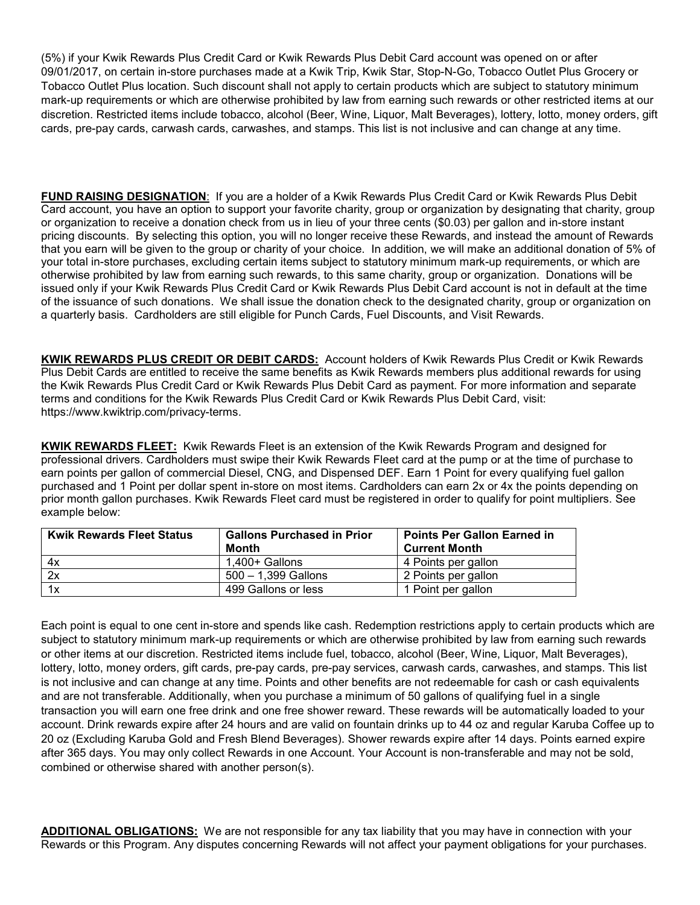(5%) if your Kwik Rewards Plus Credit Card or Kwik Rewards Plus Debit Card account was opened on or after 09/01/2017, on certain in-store purchases made at a Kwik Trip, Kwik Star, Stop-N-Go, Tobacco Outlet Plus Grocery or Tobacco Outlet Plus location. Such discount shall not apply to certain products which are subject to statutory minimum mark-up requirements or which are otherwise prohibited by law from earning such rewards or other restricted items at our discretion. Restricted items include tobacco, alcohol (Beer, Wine, Liquor, Malt Beverages), lottery, lotto, money orders, gift cards, pre-pay cards, carwash cards, carwashes, and stamps. This list is not inclusive and can change at any time.

**FUND RAISING DESIGNATION**: If you are a holder of a Kwik Rewards Plus Credit Card or Kwik Rewards Plus Debit Card account, you have an option to support your favorite charity, group or organization by designating that charity, group or organization to receive a donation check from us in lieu of your three cents ($0.03) per gallon and in-store instant pricing discounts. By selecting this option, you will no longer receive these Rewards, and instead the amount of Rewards that you earn will be given to the group or charity of your choice. In addition, we will make an additional donation of 5% of your total in-store purchases, excluding certain items subject to statutory minimum mark-up requirements, or which are otherwise prohibited by law from earning such rewards, to this same charity, group or organization. Donations will be issued only if your Kwik Rewards Plus Credit Card or Kwik Rewards Plus Debit Card account is not in default at the time of the issuance of such donations. We shall issue the donation check to the designated charity, group or organization on a quarterly basis. Cardholders are still eligible for Punch Cards, Fuel Discounts, and Visit Rewards.

**KWIK REWARDS PLUS CREDIT OR DEBIT CARDS:** Account holders of Kwik Rewards Plus Credit or Kwik Rewards Plus Debit Cards are entitled to receive the same benefits as Kwik Rewards members plus additional rewards for using the Kwik Rewards Plus Credit Card or Kwik Rewards Plus Debit Card as payment. For more information and separate terms and conditions for the Kwik Rewards Plus Credit Card or Kwik Rewards Plus Debit Card, visit: https://www.kwiktrip.com/privacy-terms.

**KWIK REWARDS FLEET:** Kwik Rewards Fleet is an extension of the Kwik Rewards Program and designed for professional drivers. Cardholders must swipe their Kwik Rewards Fleet card at the pump or at the time of purchase to earn points per gallon of commercial Diesel, CNG, and Dispensed DEF. Earn 1 Point for every qualifying fuel gallon purchased and 1 Point per dollar spent in-store on most items. Cardholders can earn 2x or 4x the points depending on prior month gallon purchases. Kwik Rewards Fleet card must be registered in order to qualify for point multipliers. See example below:

| Kwik Rewards Fleet Status | Gallons Purchased in Prior Month | Points Per Gallon Earned in Current Month |
|---|---|---|
| 4x | 1,400+ Gallons | 4 Points per gallon |
| 2x | 500 – 1,399 Gallons | 2 Points per gallon |
| 1x | 499 Gallons or less | 1 Point per gallon |

Each point is equal to one cent in-store and spends like cash. Redemption restrictions apply to certain products which are subject to statutory minimum mark-up requirements or which are otherwise prohibited by law from earning such rewards or other items at our discretion. Restricted items include fuel, tobacco, alcohol (Beer, Wine, Liquor, Malt Beverages), lottery, lotto, money orders, gift cards, pre-pay cards, pre-pay services, carwash cards, carwashes, and stamps. This list is not inclusive and can change at any time. Points and other benefits are not redeemable for cash or cash equivalents and are not transferable. Additionally, when you purchase a minimum of 50 gallons of qualifying fuel in a single transaction you will earn one free drink and one free shower reward. These rewards will be automatically loaded to your account. Drink rewards expire after 24 hours and are valid on fountain drinks up to 44 oz and regular Karuba Coffee up to 20 oz (Excluding Karuba Gold and Fresh Blend Beverages). Shower rewards expire after 14 days. Points earned expire after 365 days. You may only collect Rewards in one Account. Your Account is non-transferable and may not be sold, combined or otherwise shared with another person(s).

**ADDITIONAL OBLIGATIONS:** We are not responsible for any tax liability that you may have in connection with your Rewards or this Program. Any disputes concerning Rewards will not affect your payment obligations for your purchases.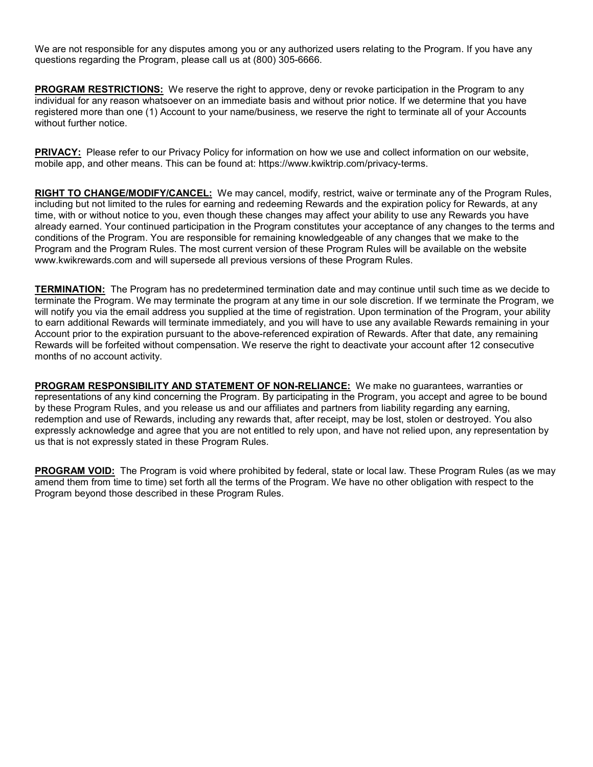We are not responsible for any disputes among you or any authorized users relating to the Program. If you have any questions regarding the Program, please call us at (800) 305-6666.

**PROGRAM RESTRICTIONS:** We reserve the right to approve, deny or revoke participation in the Program to any individual for any reason whatsoever on an immediate basis and without prior notice. If we determine that you have registered more than one (1) Account to your name/business, we reserve the right to terminate all of your Accounts without further notice.

**PRIVACY:** Please refer to our Privacy Policy for information on how we use and collect information on our website, mobile app, and other means. This can be found at: https://www.kwiktrip.com/privacy-terms.

**RIGHT TO CHANGE/MODIFY/CANCEL:** We may cancel, modify, restrict, waive or terminate any of the Program Rules, including but not limited to the rules for earning and redeeming Rewards and the expiration policy for Rewards, at any time, with or without notice to you, even though these changes may affect your ability to use any Rewards you have already earned. Your continued participation in the Program constitutes your acceptance of any changes to the terms and conditions of the Program. You are responsible for remaining knowledgeable of any changes that we make to the Program and the Program Rules. The most current version of these Program Rules will be available on the website www.kwikrewards.com and will supersede all previous versions of these Program Rules.

**TERMINATION:** The Program has no predetermined termination date and may continue until such time as we decide to terminate the Program. We may terminate the program at any time in our sole discretion. If we terminate the Program, we will notify you via the email address you supplied at the time of registration. Upon termination of the Program, your ability to earn additional Rewards will terminate immediately, and you will have to use any available Rewards remaining in your Account prior to the expiration pursuant to the above-referenced expiration of Rewards. After that date, any remaining Rewards will be forfeited without compensation. We reserve the right to deactivate your account after 12 consecutive months of no account activity.

**PROGRAM RESPONSIBILITY AND STATEMENT OF NON-RELIANCE:** We make no guarantees, warranties or representations of any kind concerning the Program. By participating in the Program, you accept and agree to be bound by these Program Rules, and you release us and our affiliates and partners from liability regarding any earning, redemption and use of Rewards, including any rewards that, after receipt, may be lost, stolen or destroyed. You also expressly acknowledge and agree that you are not entitled to rely upon, and have not relied upon, any representation by us that is not expressly stated in these Program Rules.

**PROGRAM VOID:** The Program is void where prohibited by federal, state or local law. These Program Rules (as we may amend them from time to time) set forth all the terms of the Program. We have no other obligation with respect to the Program beyond those described in these Program Rules.